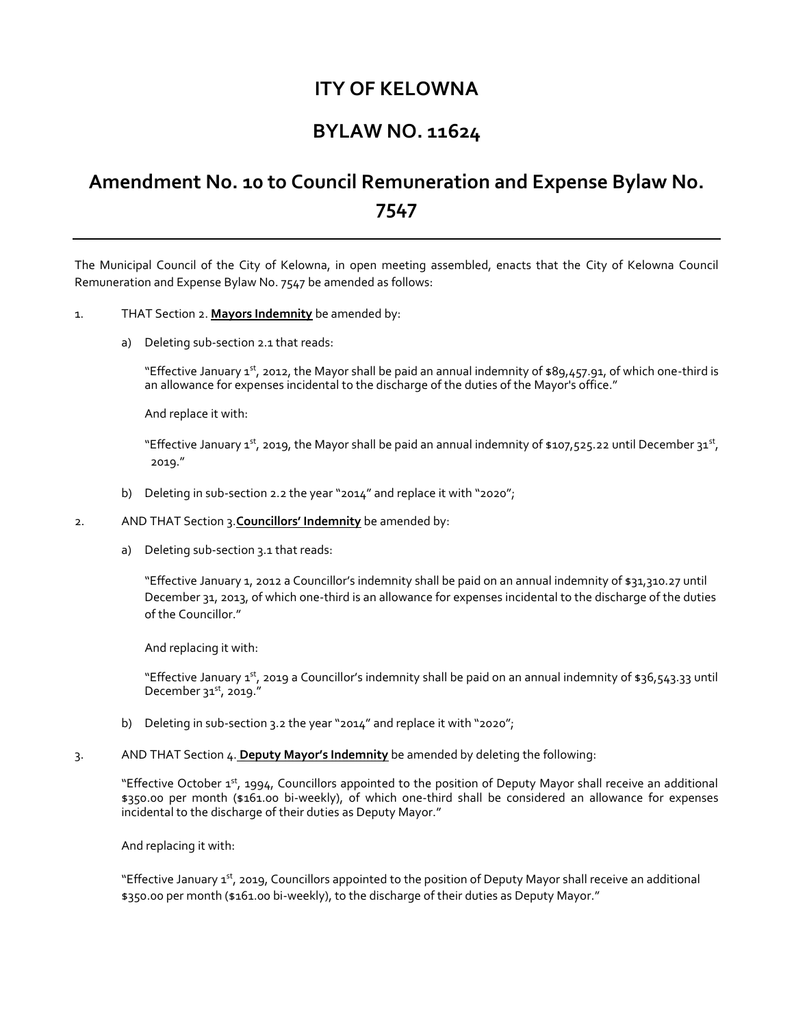# ITY OF KELOWNA

# BYLAW NO. 11624

# Amendment No. 10 to Council Remuneration and Expense Bylaw No. 7547

---

The Municipal Council of the City of Kelowna, in open meeting assembled, enacts that the City of Kelowna Council Remuneration and Expense Bylaw No. 7547 be amended as follows:

1. THAT Section 2. **<u>Mayors Indemnity</u>** be amended by:

   a) Deleting sub-section 2.1 that reads:

      "Effective January 1st, 2012, the Mayor shall be paid an annual indemnity of $89,457.91, of which one-third is an allowance for expenses incidental to the discharge of the duties of the Mayor's office."

      And replace it with:

      "Effective January 1st, 2019, the Mayor shall be paid an annual indemnity of $107,525.22 until December 31st, 2019."

   b) Deleting in sub-section 2.2 the year "2014" and replace it with "2020";

2. AND THAT Section 3.**<u>Councillors' Indemnity</u>** be amended by:

   a) Deleting sub-section 3.1 that reads:

      "Effective January 1, 2012 a Councillor's indemnity shall be paid on an annual indemnity of $31,310.27 until December 31, 2013, of which one-third is an allowance for expenses incidental to the discharge of the duties of the Councillor."

      And replacing it with:

      "Effective January 1st, 2019 a Councillor's indemnity shall be paid on an annual indemnity of $36,543.33 until December 31st, 2019."

   b) Deleting in sub-section 3.2 the year "2014" and replace it with "2020";

3. AND THAT Section 4. **<u>Deputy Mayor's Indemnity</u>** be amended by deleting the following:

   "Effective October 1st, 1994, Councillors appointed to the position of Deputy Mayor shall receive an additional $350.00 per month ($161.00 bi-weekly), of which one-third shall be considered an allowance for expenses incidental to the discharge of their duties as Deputy Mayor."

   And replacing it with:

   "Effective January 1st, 2019, Councillors appointed to the position of Deputy Mayor shall receive an additional $350.00 per month ($161.00 bi-weekly), to the discharge of their duties as Deputy Mayor."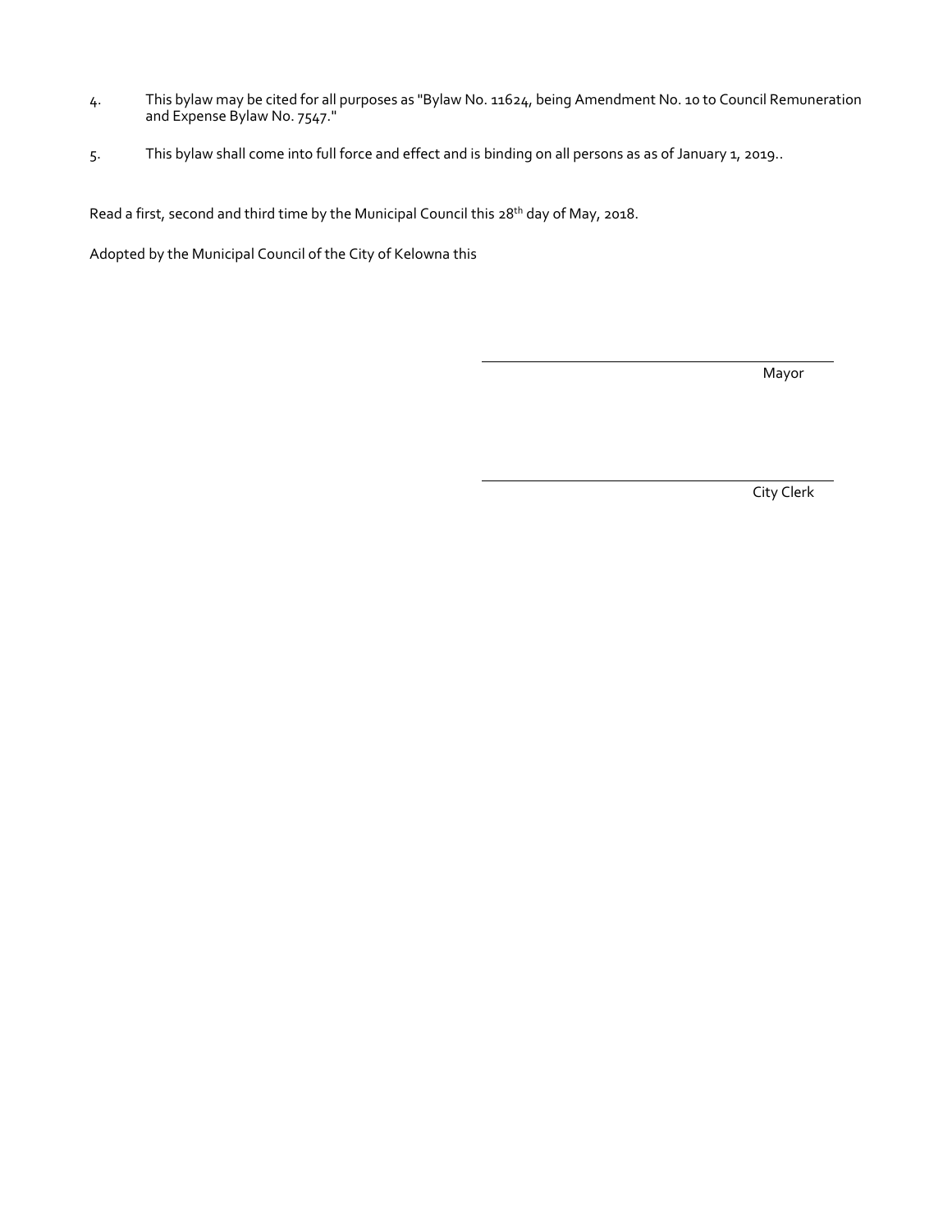4. This bylaw may be cited for all purposes as "Bylaw No. 11624, being Amendment No. 10 to Council Remuneration and Expense Bylaw No. 7547."

5. This bylaw shall come into full force and effect and is binding on all persons as as of January 1, 2019..

Read a first, second and third time by the Municipal Council this 28th day of May, 2018.

Adopted by the Municipal Council of the City of Kelowna this

Mayor

City Clerk